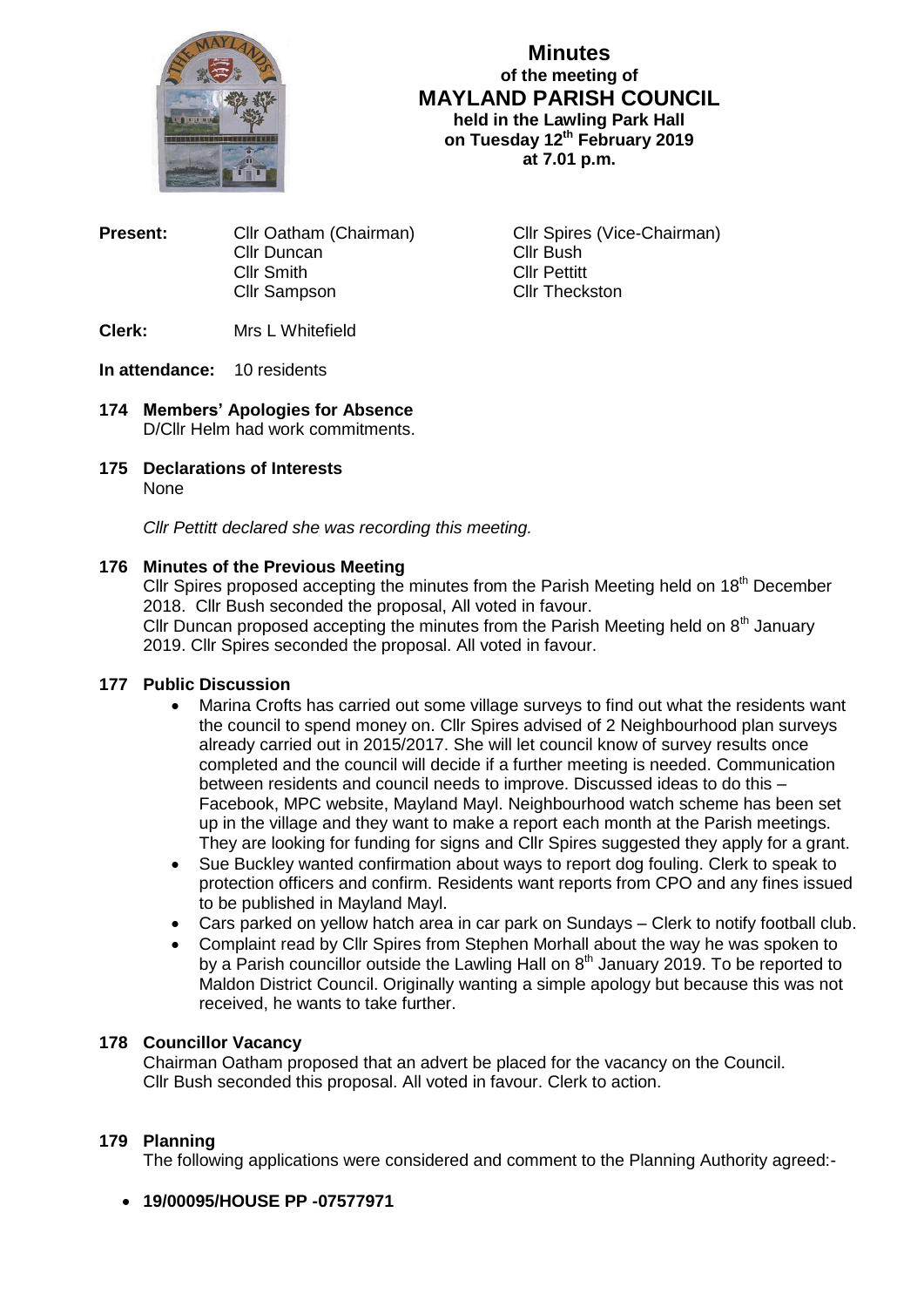# Minutes
## of the meeting of
## MAYLAND PARISH COUNCIL
**held in the Lawling Park Hall**
**on Tuesday 12th February 2019**
**at 7.01 p.m.**

**Present:** Cllr Oatham (Chairman), Cllr Spires (Vice-Chairman), Cllr Duncan, Cllr Bush, Cllr Smith, Cllr Pettitt, Cllr Sampson, Cllr Theckston

**Clerk:** Mrs L Whitefield

**In attendance:** 10 residents

### 174 Members' Apologies for Absence
D/Cllr Helm had work commitments.

### 175 Declarations of Interests
None

*Cllr Pettitt declared she was recording this meeting.*

### 176 Minutes of the Previous Meeting
Cllr Spires proposed accepting the minutes from the Parish Meeting held on 18th December 2018. Cllr Bush seconded the proposal, All voted in favour.
Cllr Duncan proposed accepting the minutes from the Parish Meeting held on 8th January 2019. Cllr Spires seconded the proposal. All voted in favour.

### 177 Public Discussion
- Marina Crofts has carried out some village surveys to find out what the residents want the council to spend money on. Cllr Spires advised of 2 Neighbourhood plan surveys already carried out in 2015/2017. She will let council know of survey results once completed and the council will decide if a further meeting is needed. Communication between residents and council needs to improve. Discussed ideas to do this – Facebook, MPC website, Mayland Mayl. Neighbourhood watch scheme has been set up in the village and they want to make a report each month at the Parish meetings. They are looking for funding for signs and Cllr Spires suggested they apply for a grant.
- Sue Buckley wanted confirmation about ways to report dog fouling. Clerk to speak to protection officers and confirm. Residents want reports from CPO and any fines issued to be published in Mayland Mayl.
- Cars parked on yellow hatch area in car park on Sundays – Clerk to notify football club.
- Complaint read by Cllr Spires from Stephen Morhall about the way he was spoken to by a Parish councillor outside the Lawling Hall on 8th January 2019. To be reported to Maldon District Council. Originally wanting a simple apology but because this was not received, he wants to take further.

### 178 Councillor Vacancy
Chairman Oatham proposed that an advert be placed for the vacancy on the Council. Cllr Bush seconded this proposal. All voted in favour. Clerk to action.

### 179 Planning
The following applications were considered and comment to the Planning Authority agreed:-

- **19/00095/HOUSE PP -07577971**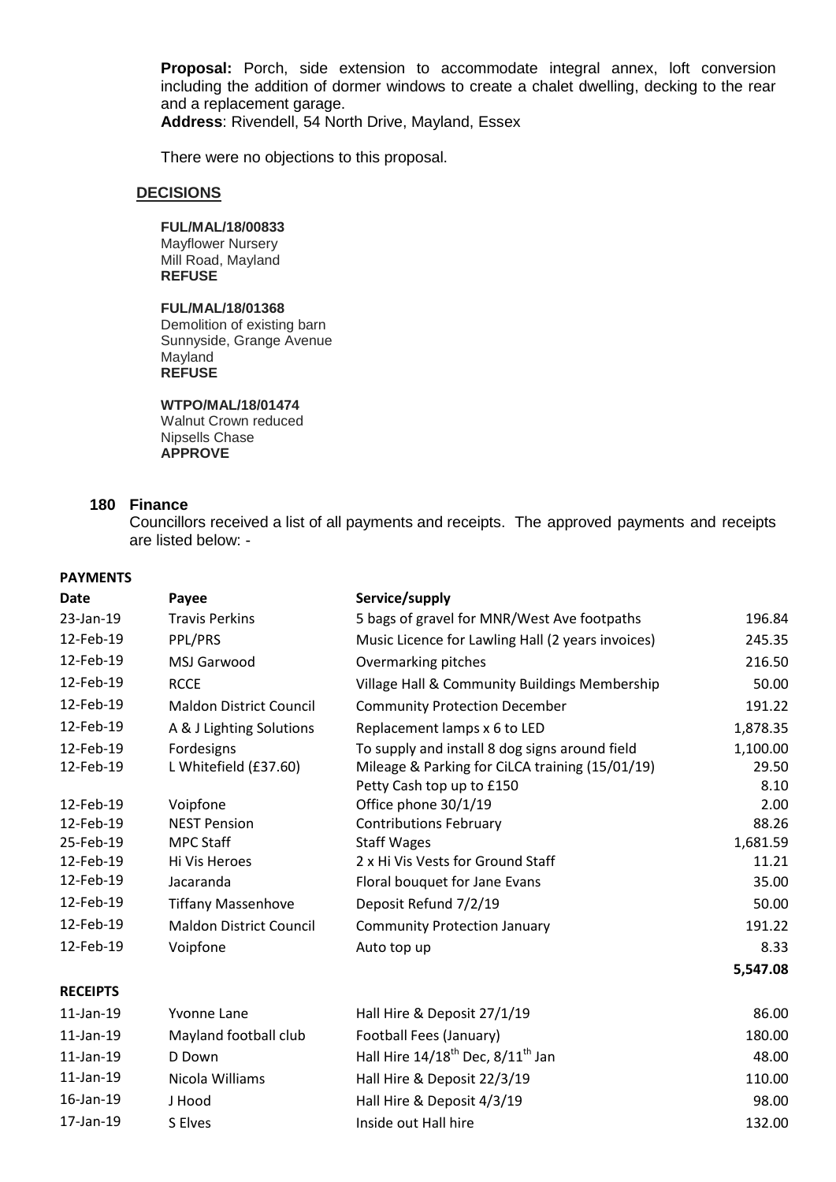**Proposal:** Porch, side extension to accommodate integral annex, loft conversion including the addition of dormer windows to create a chalet dwelling, decking to the rear and a replacement garage.
**Address**: Rivendell, 54 North Drive, Mayland, Essex

There were no objections to this proposal.

**DECISIONS**

**FUL/MAL/18/00833**
Mayflower Nursery
Mill Road, Mayland
**REFUSE**

**FUL/MAL/18/01368**
Demolition of existing barn
Sunnyside, Grange Avenue
Mayland
**REFUSE**

**WTPO/MAL/18/01474**
Walnut Crown reduced
Nipsells Chase
**APPROVE**

## 180 Finance

Councillors received a list of all payments and receipts. The approved payments and receipts are listed below: -

**PAYMENTS**

| Date | Payee | Service/supply | |
|---|---|---|---|
| 23-Jan-19 | Travis Perkins | 5 bags of gravel for MNR/West Ave footpaths | 196.84 |
| 12-Feb-19 | PPL/PRS | Music Licence for Lawling Hall (2 years invoices) | 245.35 |
| 12-Feb-19 | MSJ Garwood | Overmarking pitches | 216.50 |
| 12-Feb-19 | RCCE | Village Hall & Community Buildings Membership | 50.00 |
| 12-Feb-19 | Maldon District Council | Community Protection December | 191.22 |
| 12-Feb-19 | A & J Lighting Solutions | Replacement lamps x 6 to LED | 1,878.35 |
| 12-Feb-19 | Fordesigns | To supply and install 8 dog signs around field | 1,100.00 |
| 12-Feb-19 | L Whitefield (£37.60) | Mileage & Parking for CiLCA training (15/01/19) | 29.50 |
| | | Petty Cash top up to £150 | 8.10 |
| 12-Feb-19 | Voipfone | Office phone 30/1/19 | 2.00 |
| 12-Feb-19 | NEST Pension | Contributions February | 88.26 |
| 25-Feb-19 | MPC Staff | Staff Wages | 1,681.59 |
| 12-Feb-19 | Hi Vis Heroes | 2 x Hi Vis Vests for Ground Staff | 11.21 |
| 12-Feb-19 | Jacaranda | Floral bouquet for Jane Evans | 35.00 |
| 12-Feb-19 | Tiffany Massenhove | Deposit Refund 7/2/19 | 50.00 |
| 12-Feb-19 | Maldon District Council | Community Protection January | 191.22 |
| 12-Feb-19 | Voipfone | Auto top up | 8.33 |
| | | | **5,547.08** |

**RECEIPTS**

| Date | Payee | Service/supply | |
|---|---|---|---|
| 11-Jan-19 | Yvonne Lane | Hall Hire & Deposit 27/1/19 | 86.00 |
| 11-Jan-19 | Mayland football club | Football Fees (January) | 180.00 |
| 11-Jan-19 | D Down | Hall Hire 14/18th Dec, 8/11th Jan | 48.00 |
| 11-Jan-19 | Nicola Williams | Hall Hire & Deposit 22/3/19 | 110.00 |
| 16-Jan-19 | J Hood | Hall Hire & Deposit 4/3/19 | 98.00 |
| 17-Jan-19 | S Elves | Inside out Hall hire | 132.00 |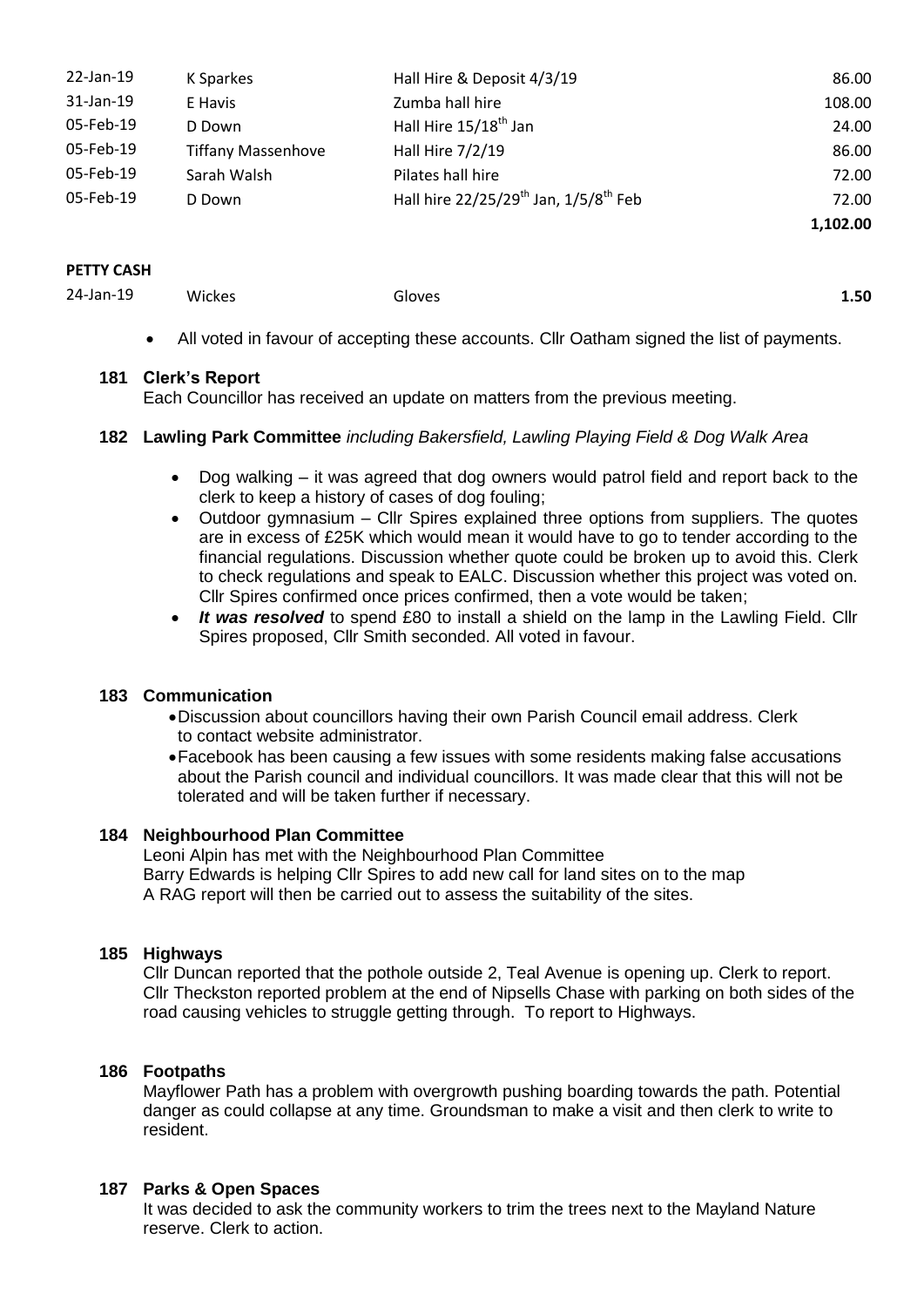| | | | |
|---|---|---|---|
| 22-Jan-19 | K Sparkes | Hall Hire & Deposit 4/3/19 | 86.00 |
| 31-Jan-19 | E Havis | Zumba hall hire | 108.00 |
| 05-Feb-19 | D Down | Hall Hire 15/18th Jan | 24.00 |
| 05-Feb-19 | Tiffany Massenhove | Hall Hire 7/2/19 | 86.00 |
| 05-Feb-19 | Sarah Walsh | Pilates hall hire | 72.00 |
| 05-Feb-19 | D Down | Hall hire 22/25/29th Jan, 1/5/8th Feb | 72.00 |
| | | | **1,102.00** |

**PETTY CASH**

| | | | |
|---|---|---|---|
| 24-Jan-19 | Wickes | Gloves | **1.50** |

- All voted in favour of accepting these accounts. Cllr Oatham signed the list of payments.

### 181 Clerk's Report

Each Councillor has received an update on matters from the previous meeting.

### 182 Lawling Park Committee *including Bakersfield, Lawling Playing Field & Dog Walk Area*

- Dog walking – it was agreed that dog owners would patrol field and report back to the clerk to keep a history of cases of dog fouling;
- Outdoor gymnasium – Cllr Spires explained three options from suppliers. The quotes are in excess of £25K which would mean it would have to go to tender according to the financial regulations. Discussion whether quote could be broken up to avoid this. Clerk to check regulations and speak to EALC. Discussion whether this project was voted on. Cllr Spires confirmed once prices confirmed, then a vote would be taken;
- ***It was resolved*** to spend £80 to install a shield on the lamp in the Lawling Field. Cllr Spires proposed, Cllr Smith seconded. All voted in favour.

### 183 Communication

- Discussion about councillors having their own Parish Council email address. Clerk to contact website administrator.
- Facebook has been causing a few issues with some residents making false accusations about the Parish council and individual councillors. It was made clear that this will not be tolerated and will be taken further if necessary.

### 184 Neighbourhood Plan Committee

Leoni Alpin has met with the Neighbourhood Plan Committee
Barry Edwards is helping Cllr Spires to add new call for land sites on to the map
A RAG report will then be carried out to assess the suitability of the sites.

### 185 Highways

Cllr Duncan reported that the pothole outside 2, Teal Avenue is opening up. Clerk to report.
Cllr Theckston reported problem at the end of Nipsells Chase with parking on both sides of the road causing vehicles to struggle getting through. To report to Highways.

### 186 Footpaths

Mayflower Path has a problem with overgrowth pushing boarding towards the path. Potential danger as could collapse at any time. Groundsman to make a visit and then clerk to write to resident.

### 187 Parks & Open Spaces

It was decided to ask the community workers to trim the trees next to the Mayland Nature reserve. Clerk to action.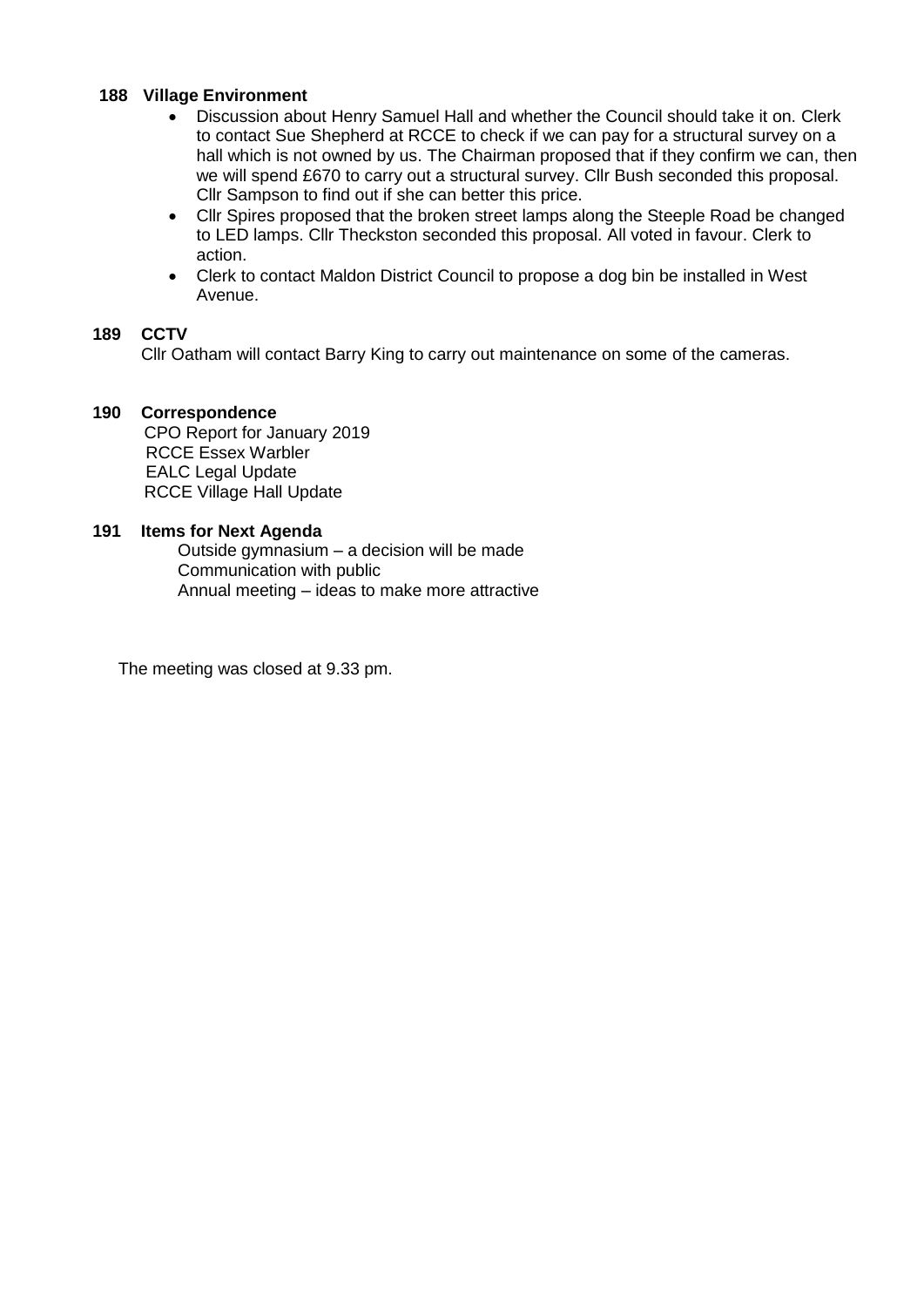### 188 Village Environment

- Discussion about Henry Samuel Hall and whether the Council should take it on. Clerk to contact Sue Shepherd at RCCE to check if we can pay for a structural survey on a hall which is not owned by us. The Chairman proposed that if they confirm we can, then we will spend £670 to carry out a structural survey. Cllr Bush seconded this proposal. Cllr Sampson to find out if she can better this price.
- Cllr Spires proposed that the broken street lamps along the Steeple Road be changed to LED lamps. Cllr Theckston seconded this proposal. All voted in favour. Clerk to action.
- Clerk to contact Maldon District Council to propose a dog bin be installed in West Avenue.

### 189 CCTV

Cllr Oatham will contact Barry King to carry out maintenance on some of the cameras.

### 190 Correspondence

CPO Report for January 2019
RCCE Essex Warbler
EALC Legal Update
RCCE Village Hall Update

### 191 Items for Next Agenda

Outside gymnasium – a decision will be made
Communication with public
Annual meeting – ideas to make more attractive

The meeting was closed at 9.33 pm.